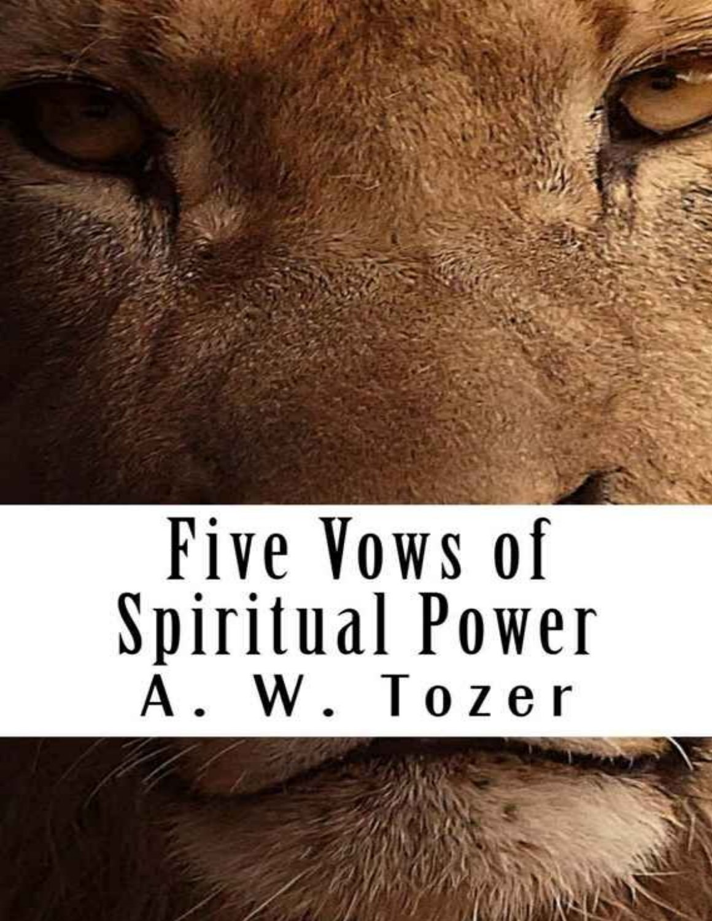# Five Vows of Spiritual Power

A. W. Tozer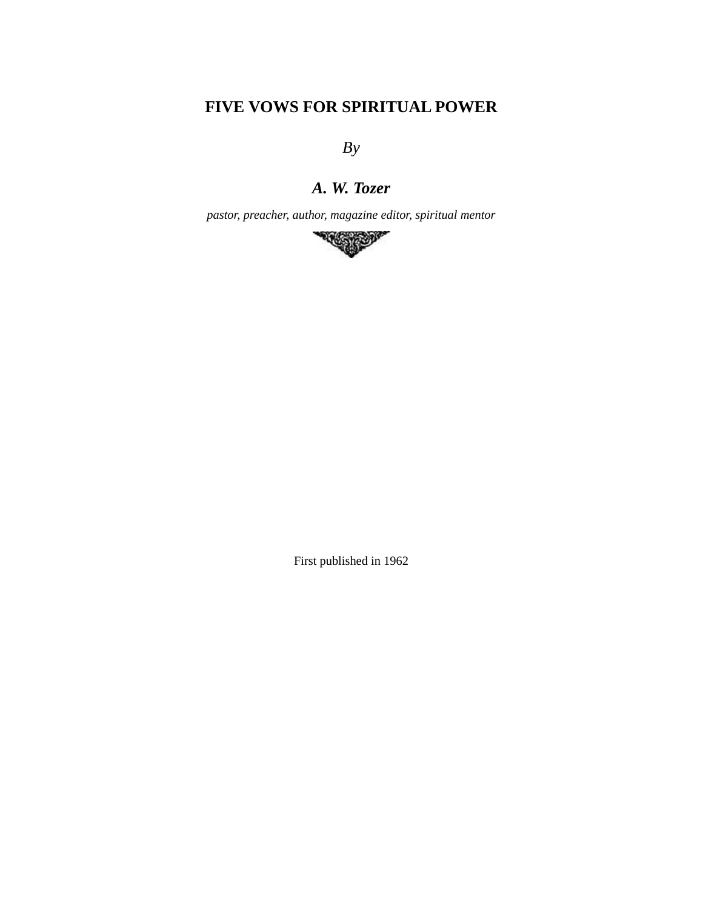# FIVE VOWS FOR SPIRITUAL POWER

*By*

***A. W. Tozer***

*pastor, preacher, author, magazine editor, spiritual mentor*

First published in 1962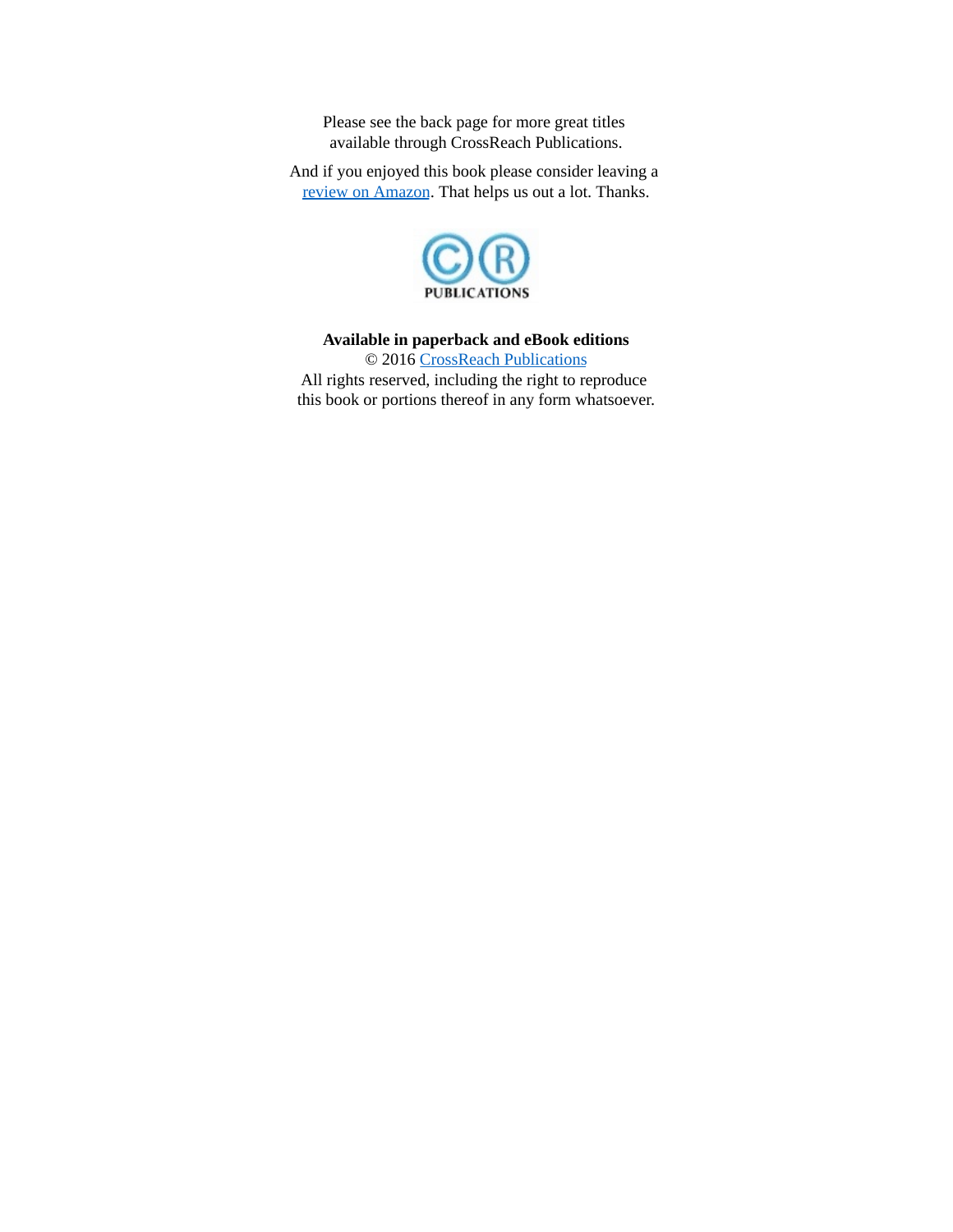Please see the back page for more great titles available through CrossReach Publications.

And if you enjoyed this book please consider leaving a review on Amazon. That helps us out a lot. Thanks.

**Available in paperback and eBook editions**
© 2016 CrossReach Publications
All rights reserved, including the right to reproduce this book or portions thereof in any form whatsoever.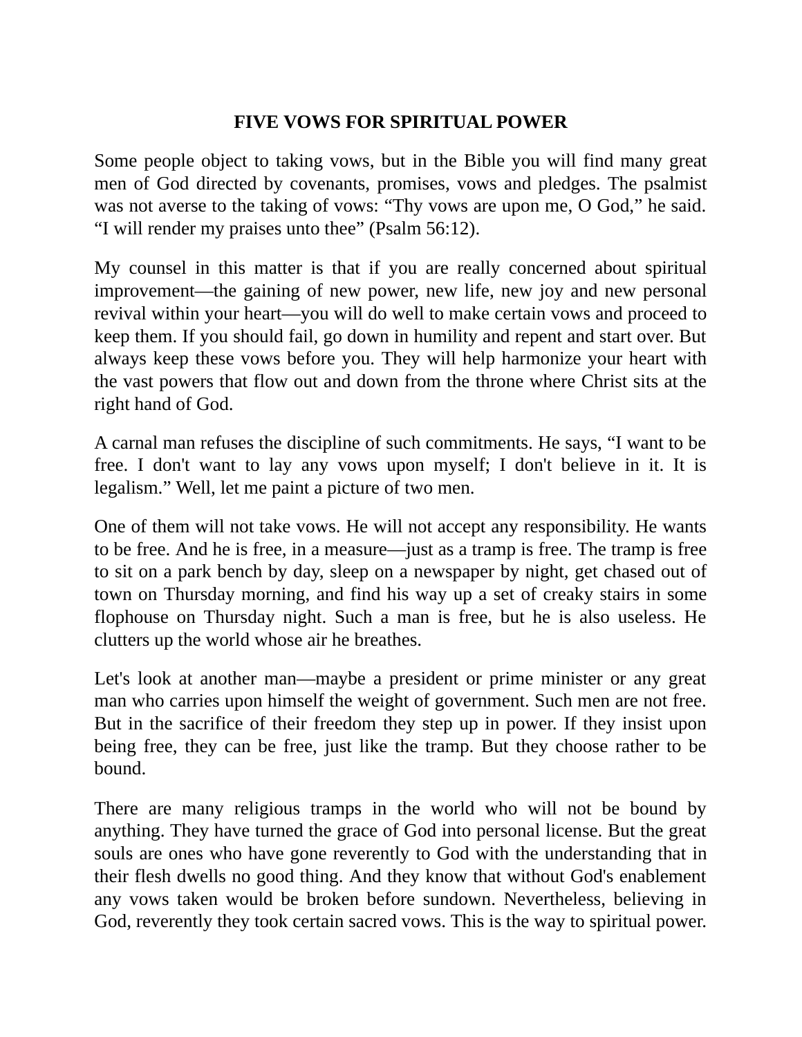# FIVE VOWS FOR SPIRITUAL POWER

Some people object to taking vows, but in the Bible you will find many great men of God directed by covenants, promises, vows and pledges. The psalmist was not averse to the taking of vows: "Thy vows are upon me, O God," he said. "I will render my praises unto thee" (Psalm 56:12).

My counsel in this matter is that if you are really concerned about spiritual improvement—the gaining of new power, new life, new joy and new personal revival within your heart—you will do well to make certain vows and proceed to keep them. If you should fail, go down in humility and repent and start over. But always keep these vows before you. They will help harmonize your heart with the vast powers that flow out and down from the throne where Christ sits at the right hand of God.

A carnal man refuses the discipline of such commitments. He says, "I want to be free. I don't want to lay any vows upon myself; I don't believe in it. It is legalism." Well, let me paint a picture of two men.

One of them will not take vows. He will not accept any responsibility. He wants to be free. And he is free, in a measure—just as a tramp is free. The tramp is free to sit on a park bench by day, sleep on a newspaper by night, get chased out of town on Thursday morning, and find his way up a set of creaky stairs in some flophouse on Thursday night. Such a man is free, but he is also useless. He clutters up the world whose air he breathes.

Let's look at another man—maybe a president or prime minister or any great man who carries upon himself the weight of government. Such men are not free. But in the sacrifice of their freedom they step up in power. If they insist upon being free, they can be free, just like the tramp. But they choose rather to be bound.

There are many religious tramps in the world who will not be bound by anything. They have turned the grace of God into personal license. But the great souls are ones who have gone reverently to God with the understanding that in their flesh dwells no good thing. And they know that without God's enablement any vows taken would be broken before sundown. Nevertheless, believing in God, reverently they took certain sacred vows. This is the way to spiritual power.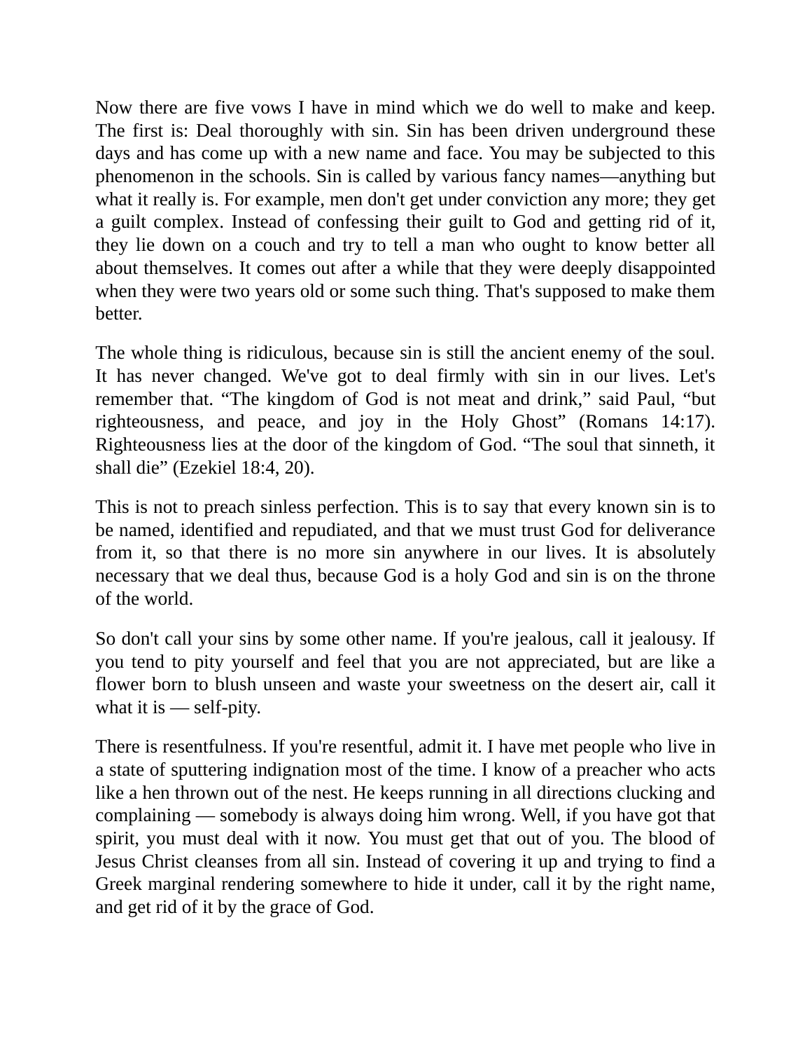Now there are five vows I have in mind which we do well to make and keep. The first is: Deal thoroughly with sin. Sin has been driven underground these days and has come up with a new name and face. You may be subjected to this phenomenon in the schools. Sin is called by various fancy names—anything but what it really is. For example, men don't get under conviction any more; they get a guilt complex. Instead of confessing their guilt to God and getting rid of it, they lie down on a couch and try to tell a man who ought to know better all about themselves. It comes out after a while that they were deeply disappointed when they were two years old or some such thing. That's supposed to make them better.

The whole thing is ridiculous, because sin is still the ancient enemy of the soul. It has never changed. We've got to deal firmly with sin in our lives. Let's remember that. "The kingdom of God is not meat and drink," said Paul, "but righteousness, and peace, and joy in the Holy Ghost" (Romans 14:17). Righteousness lies at the door of the kingdom of God. "The soul that sinneth, it shall die" (Ezekiel 18:4, 20).

This is not to preach sinless perfection. This is to say that every known sin is to be named, identified and repudiated, and that we must trust God for deliverance from it, so that there is no more sin anywhere in our lives. It is absolutely necessary that we deal thus, because God is a holy God and sin is on the throne of the world.

So don't call your sins by some other name. If you're jealous, call it jealousy. If you tend to pity yourself and feel that you are not appreciated, but are like a flower born to blush unseen and waste your sweetness on the desert air, call it what it is — self-pity.

There is resentfulness. If you're resentful, admit it. I have met people who live in a state of sputtering indignation most of the time. I know of a preacher who acts like a hen thrown out of the nest. He keeps running in all directions clucking and complaining — somebody is always doing him wrong. Well, if you have got that spirit, you must deal with it now. You must get that out of you. The blood of Jesus Christ cleanses from all sin. Instead of covering it up and trying to find a Greek marginal rendering somewhere to hide it under, call it by the right name, and get rid of it by the grace of God.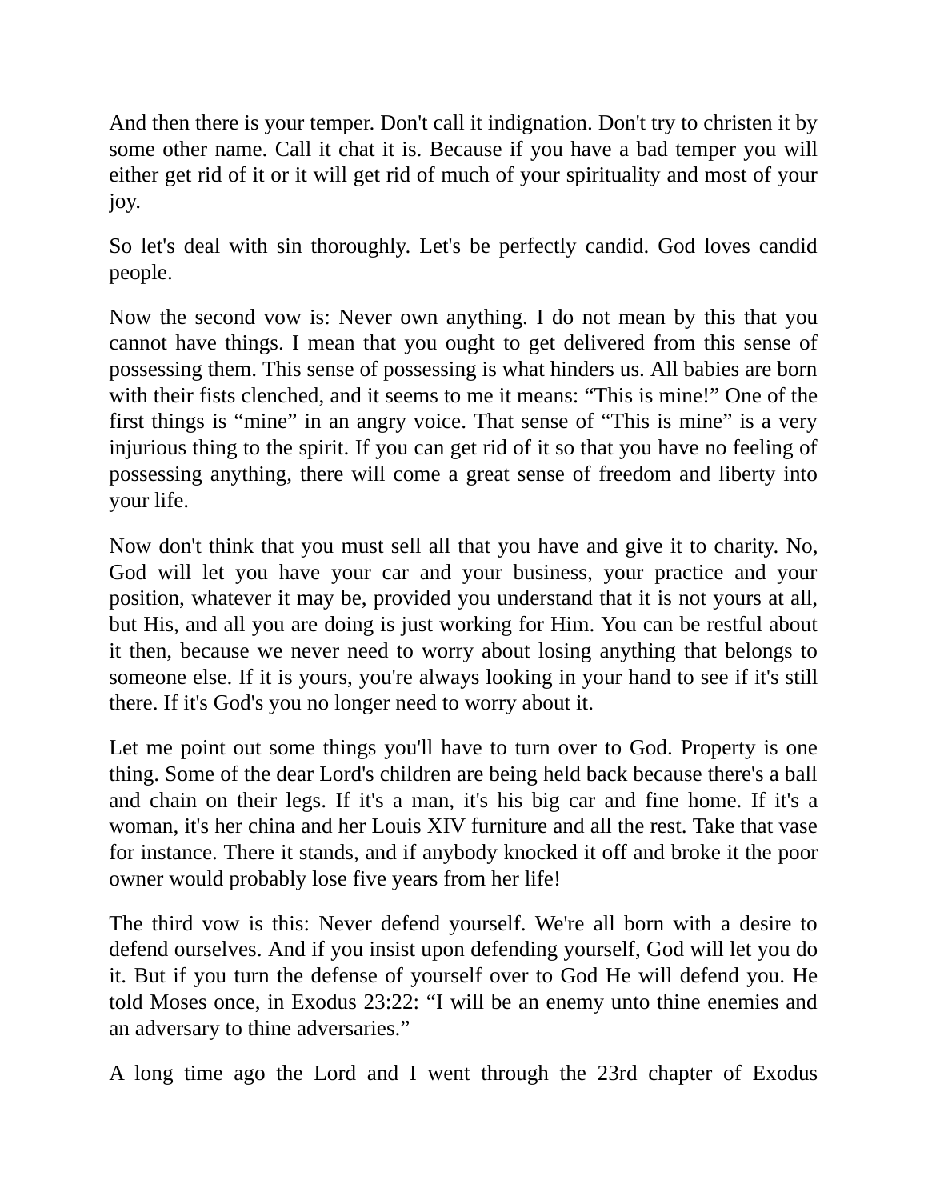And then there is your temper. Don't call it indignation. Don't try to christen it by some other name. Call it chat it is. Because if you have a bad temper you will either get rid of it or it will get rid of much of your spirituality and most of your joy.

So let's deal with sin thoroughly. Let's be perfectly candid. God loves candid people.

Now the second vow is: Never own anything. I do not mean by this that you cannot have things. I mean that you ought to get delivered from this sense of possessing them. This sense of possessing is what hinders us. All babies are born with their fists clenched, and it seems to me it means: “This is mine!” One of the first things is “mine” in an angry voice. That sense of “This is mine” is a very injurious thing to the spirit. If you can get rid of it so that you have no feeling of possessing anything, there will come a great sense of freedom and liberty into your life.

Now don't think that you must sell all that you have and give it to charity. No, God will let you have your car and your business, your practice and your position, whatever it may be, provided you understand that it is not yours at all, but His, and all you are doing is just working for Him. You can be restful about it then, because we never need to worry about losing anything that belongs to someone else. If it is yours, you're always looking in your hand to see if it's still there. If it's God's you no longer need to worry about it.

Let me point out some things you'll have to turn over to God. Property is one thing. Some of the dear Lord's children are being held back because there's a ball and chain on their legs. If it's a man, it's his big car and fine home. If it's a woman, it's her china and her Louis XIV furniture and all the rest. Take that vase for instance. There it stands, and if anybody knocked it off and broke it the poor owner would probably lose five years from her life!

The third vow is this: Never defend yourself. We're all born with a desire to defend ourselves. And if you insist upon defending yourself, God will let you do it. But if you turn the defense of yourself over to God He will defend you. He told Moses once, in Exodus 23:22: “I will be an enemy unto thine enemies and an adversary to thine adversaries.”

A long time ago the Lord and I went through the 23rd chapter of Exodus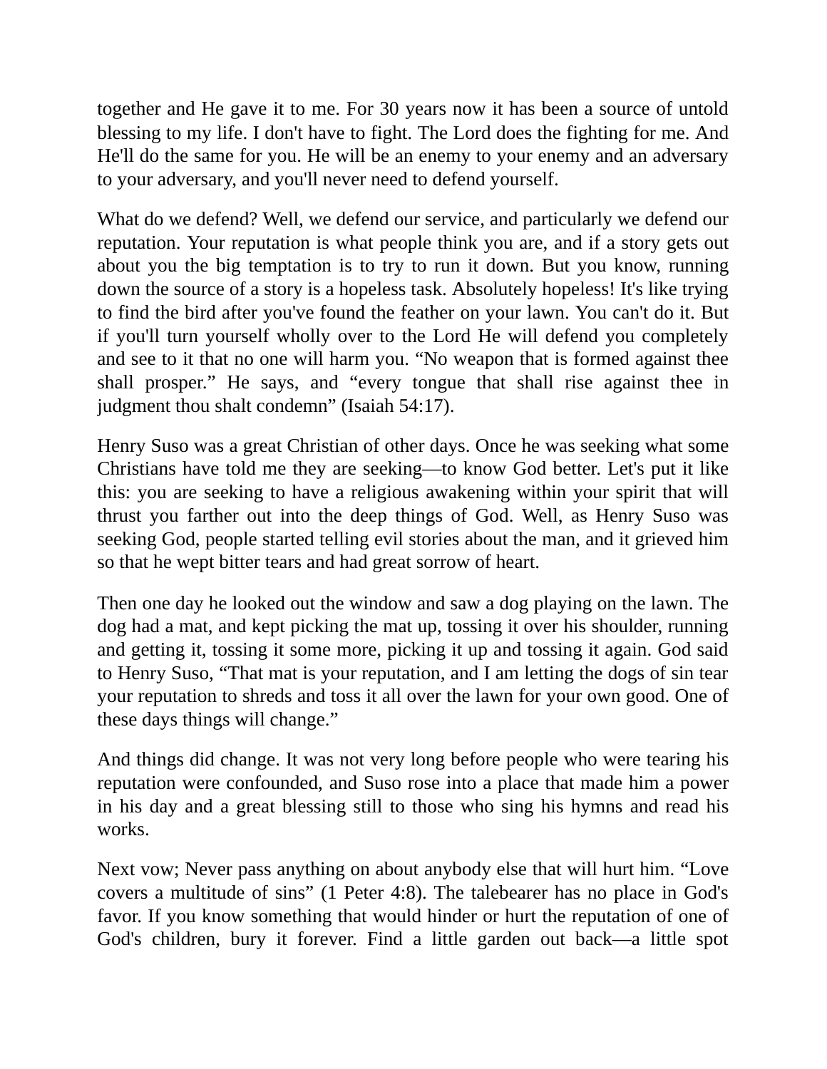together and He gave it to me. For 30 years now it has been a source of untold blessing to my life. I don't have to fight. The Lord does the fighting for me. And He'll do the same for you. He will be an enemy to your enemy and an adversary to your adversary, and you'll never need to defend yourself.

What do we defend? Well, we defend our service, and particularly we defend our reputation. Your reputation is what people think you are, and if a story gets out about you the big temptation is to try to run it down. But you know, running down the source of a story is a hopeless task. Absolutely hopeless! It's like trying to find the bird after you've found the feather on your lawn. You can't do it. But if you'll turn yourself wholly over to the Lord He will defend you completely and see to it that no one will harm you. "No weapon that is formed against thee shall prosper." He says, and "every tongue that shall rise against thee in judgment thou shalt condemn" (Isaiah 54:17).

Henry Suso was a great Christian of other days. Once he was seeking what some Christians have told me they are seeking—to know God better. Let's put it like this: you are seeking to have a religious awakening within your spirit that will thrust you farther out into the deep things of God. Well, as Henry Suso was seeking God, people started telling evil stories about the man, and it grieved him so that he wept bitter tears and had great sorrow of heart.

Then one day he looked out the window and saw a dog playing on the lawn. The dog had a mat, and kept picking the mat up, tossing it over his shoulder, running and getting it, tossing it some more, picking it up and tossing it again. God said to Henry Suso, "That mat is your reputation, and I am letting the dogs of sin tear your reputation to shreds and toss it all over the lawn for your own good. One of these days things will change."

And things did change. It was not very long before people who were tearing his reputation were confounded, and Suso rose into a place that made him a power in his day and a great blessing still to those who sing his hymns and read his works.

Next vow; Never pass anything on about anybody else that will hurt him. "Love covers a multitude of sins" (1 Peter 4:8). The talebearer has no place in God's favor. If you know something that would hinder or hurt the reputation of one of God's children, bury it forever. Find a little garden out back—a little spot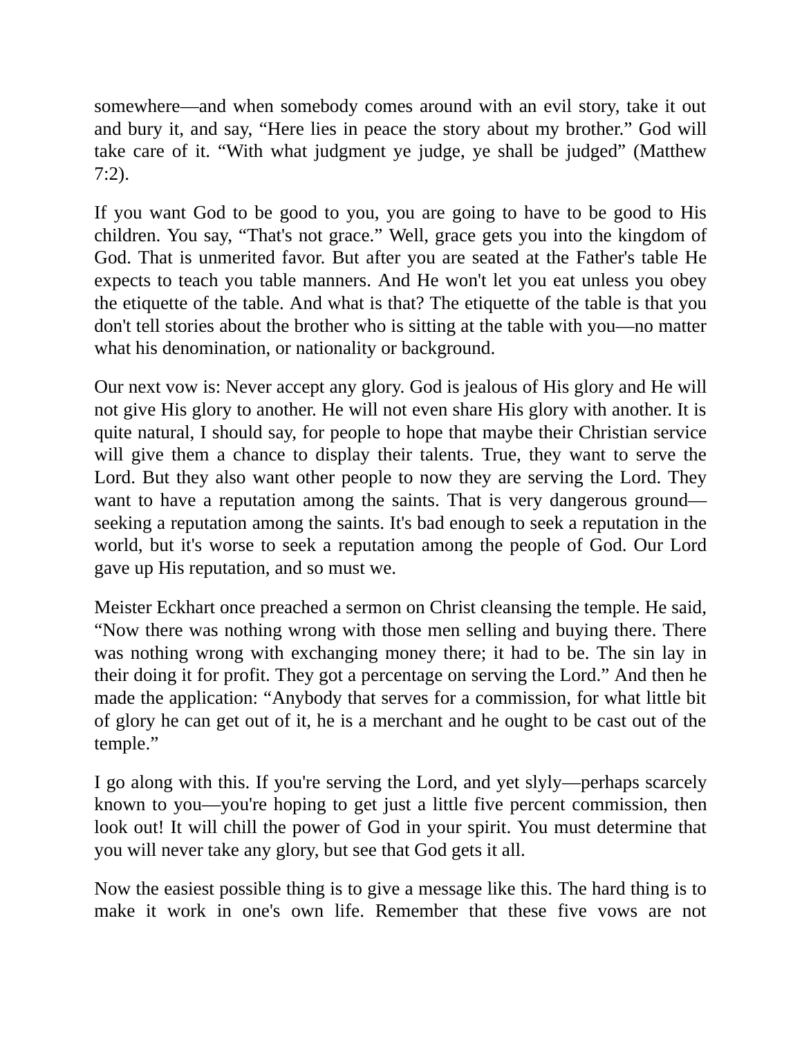somewhere—and when somebody comes around with an evil story, take it out and bury it, and say, “Here lies in peace the story about my brother.” God will take care of it. “With what judgment ye judge, ye shall be judged” (Matthew 7:2).

If you want God to be good to you, you are going to have to be good to His children. You say, “That's not grace.” Well, grace gets you into the kingdom of God. That is unmerited favor. But after you are seated at the Father's table He expects to teach you table manners. And He won't let you eat unless you obey the etiquette of the table. And what is that? The etiquette of the table is that you don't tell stories about the brother who is sitting at the table with you—no matter what his denomination, or nationality or background.

Our next vow is: Never accept any glory. God is jealous of His glory and He will not give His glory to another. He will not even share His glory with another. It is quite natural, I should say, for people to hope that maybe their Christian service will give them a chance to display their talents. True, they want to serve the Lord. But they also want other people to now they are serving the Lord. They want to have a reputation among the saints. That is very dangerous ground—seeking a reputation among the saints. It's bad enough to seek a reputation in the world, but it's worse to seek a reputation among the people of God. Our Lord gave up His reputation, and so must we.

Meister Eckhart once preached a sermon on Christ cleansing the temple. He said, “Now there was nothing wrong with those men selling and buying there. There was nothing wrong with exchanging money there; it had to be. The sin lay in their doing it for profit. They got a percentage on serving the Lord.” And then he made the application: “Anybody that serves for a commission, for what little bit of glory he can get out of it, he is a merchant and he ought to be cast out of the temple.”

I go along with this. If you're serving the Lord, and yet slyly—perhaps scarcely known to you—you're hoping to get just a little five percent commission, then look out! It will chill the power of God in your spirit. You must determine that you will never take any glory, but see that God gets it all.

Now the easiest possible thing is to give a message like this. The hard thing is to make it work in one's own life. Remember that these five vows are not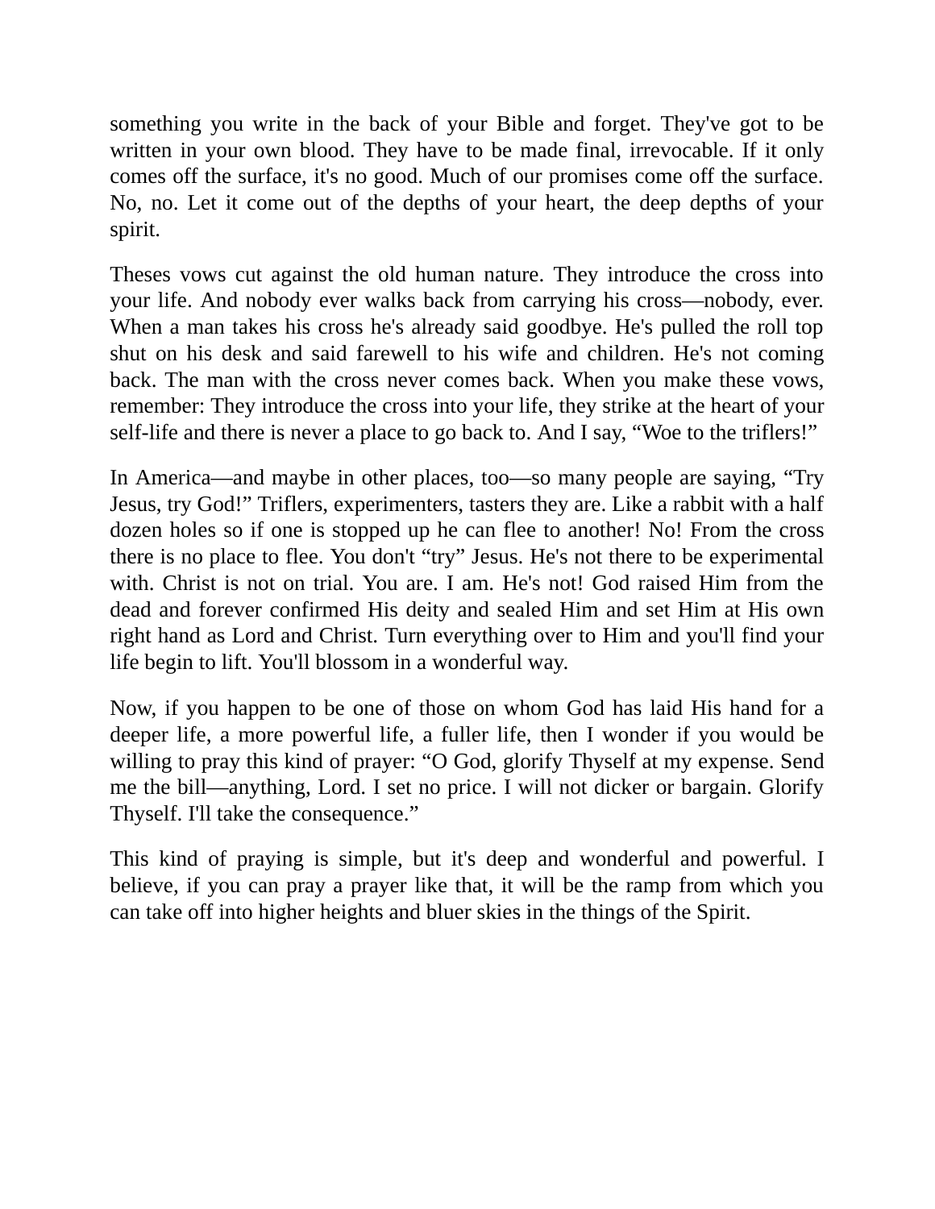something you write in the back of your Bible and forget. They've got to be written in your own blood. They have to be made final, irrevocable. If it only comes off the surface, it's no good. Much of our promises come off the surface. No, no. Let it come out of the depths of your heart, the deep depths of your spirit.

Theses vows cut against the old human nature. They introduce the cross into your life. And nobody ever walks back from carrying his cross—nobody, ever. When a man takes his cross he's already said goodbye. He's pulled the roll top shut on his desk and said farewell to his wife and children. He's not coming back. The man with the cross never comes back. When you make these vows, remember: They introduce the cross into your life, they strike at the heart of your self-life and there is never a place to go back to. And I say, "Woe to the triflers!"

In America—and maybe in other places, too—so many people are saying, "Try Jesus, try God!" Triflers, experimenters, tasters they are. Like a rabbit with a half dozen holes so if one is stopped up he can flee to another! No! From the cross there is no place to flee. You don't "try" Jesus. He's not there to be experimental with. Christ is not on trial. You are. I am. He's not! God raised Him from the dead and forever confirmed His deity and sealed Him and set Him at His own right hand as Lord and Christ. Turn everything over to Him and you'll find your life begin to lift. You'll blossom in a wonderful way.

Now, if you happen to be one of those on whom God has laid His hand for a deeper life, a more powerful life, a fuller life, then I wonder if you would be willing to pray this kind of prayer: "O God, glorify Thyself at my expense. Send me the bill—anything, Lord. I set no price. I will not dicker or bargain. Glorify Thyself. I'll take the consequence."

This kind of praying is simple, but it's deep and wonderful and powerful. I believe, if you can pray a prayer like that, it will be the ramp from which you can take off into higher heights and bluer skies in the things of the Spirit.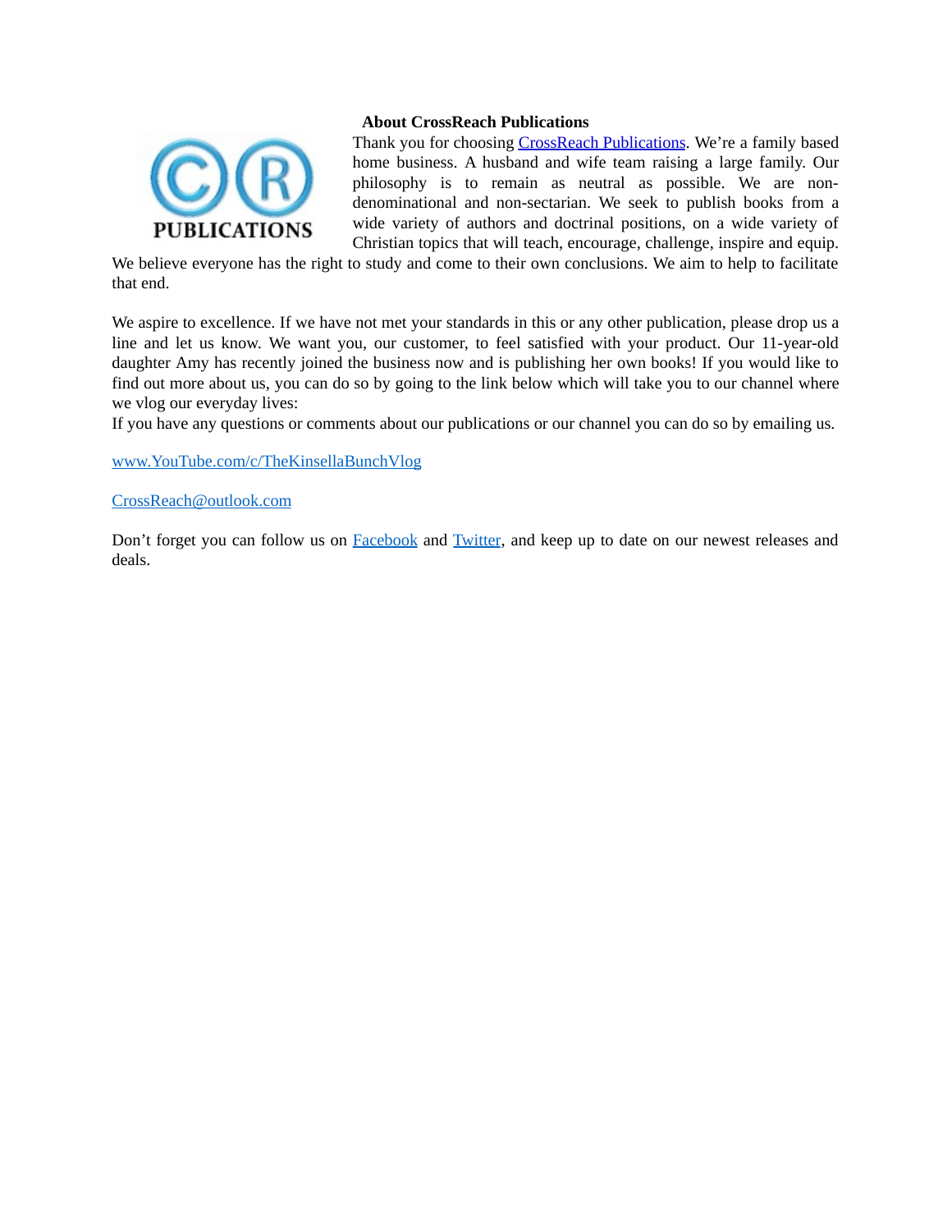## About CrossReach Publications

Thank you for choosing CrossReach Publications. We're a family based home business. A husband and wife team raising a large family. Our philosophy is to remain as neutral as possible. We are non-denominational and non-sectarian. We seek to publish books from a wide variety of authors and doctrinal positions, on a wide variety of Christian topics that will teach, encourage, challenge, inspire and equip. We believe everyone has the right to study and come to their own conclusions. We aim to help to facilitate that end.

We aspire to excellence. If we have not met your standards in this or any other publication, please drop us a line and let us know. We want you, our customer, to feel satisfied with your product. Our 11-year-old daughter Amy has recently joined the business now and is publishing her own books! If you would like to find out more about us, you can do so by going to the link below which will take you to our channel where we vlog our everyday lives:

If you have any questions or comments about our publications or our channel you can do so by emailing us.

www.YouTube.com/c/TheKinsellaBunchVlog

CrossReach@outlook.com

Don't forget you can follow us on Facebook and Twitter, and keep up to date on our newest releases and deals.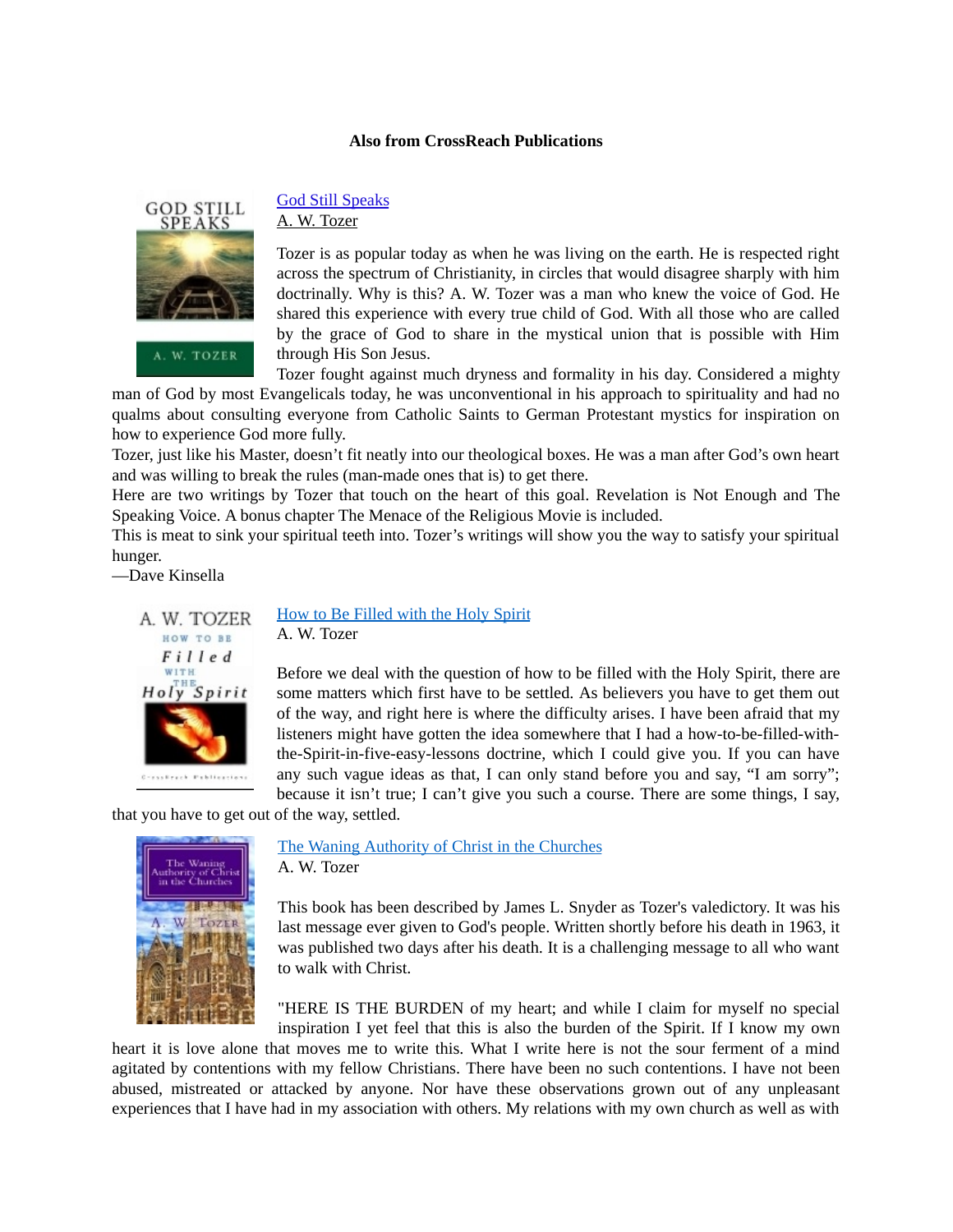**Also from CrossReach Publications**

[God Still Speaks]
A. W. Tozer

Tozer is as popular today as when he was living on the earth. He is respected right across the spectrum of Christianity, in circles that would disagree sharply with him doctrinally. Why is this? A. W. Tozer was a man who knew the voice of God. He shared this experience with every true child of God. With all those who are called by the grace of God to share in the mystical union that is possible with Him through His Son Jesus.

Tozer fought against much dryness and formality in his day. Considered a mighty man of God by most Evangelicals today, he was unconventional in his approach to spirituality and had no qualms about consulting everyone from Catholic Saints to German Protestant mystics for inspiration on how to experience God more fully.

Tozer, just like his Master, doesn't fit neatly into our theological boxes. He was a man after God's own heart and was willing to break the rules (man-made ones that is) to get there.

Here are two writings by Tozer that touch on the heart of this goal. Revelation is Not Enough and The Speaking Voice. A bonus chapter The Menace of the Religious Movie is included.

This is meat to sink your spiritual teeth into. Tozer's writings will show you the way to satisfy your spiritual hunger.

—Dave Kinsella

[How to Be Filled with the Holy Spirit]
A. W. Tozer

Before we deal with the question of how to be filled with the Holy Spirit, there are some matters which first have to be settled. As believers you have to get them out of the way, and right here is where the difficulty arises. I have been afraid that my listeners might have gotten the idea somewhere that I had a how-to-be-filled-with-the-Spirit-in-five-easy-lessons doctrine, which I could give you. If you can have any such vague ideas as that, I can only stand before you and say, "I am sorry"; because it isn't true; I can't give you such a course. There are some things, I say, that you have to get out of the way, settled.

[The Waning Authority of Christ in the Churches]
A. W. Tozer

This book has been described by James L. Snyder as Tozer's valedictory. It was his last message ever given to God's people. Written shortly before his death in 1963, it was published two days after his death. It is a challenging message to all who want to walk with Christ.

"HERE IS THE BURDEN of my heart; and while I claim for myself no special inspiration I yet feel that this is also the burden of the Spirit. If I know my own heart it is love alone that moves me to write this. What I write here is not the sour ferment of a mind agitated by contentions with my fellow Christians. There have been no such contentions. I have not been abused, mistreated or attacked by anyone. Nor have these observations grown out of any unpleasant experiences that I have had in my association with others. My relations with my own church as well as with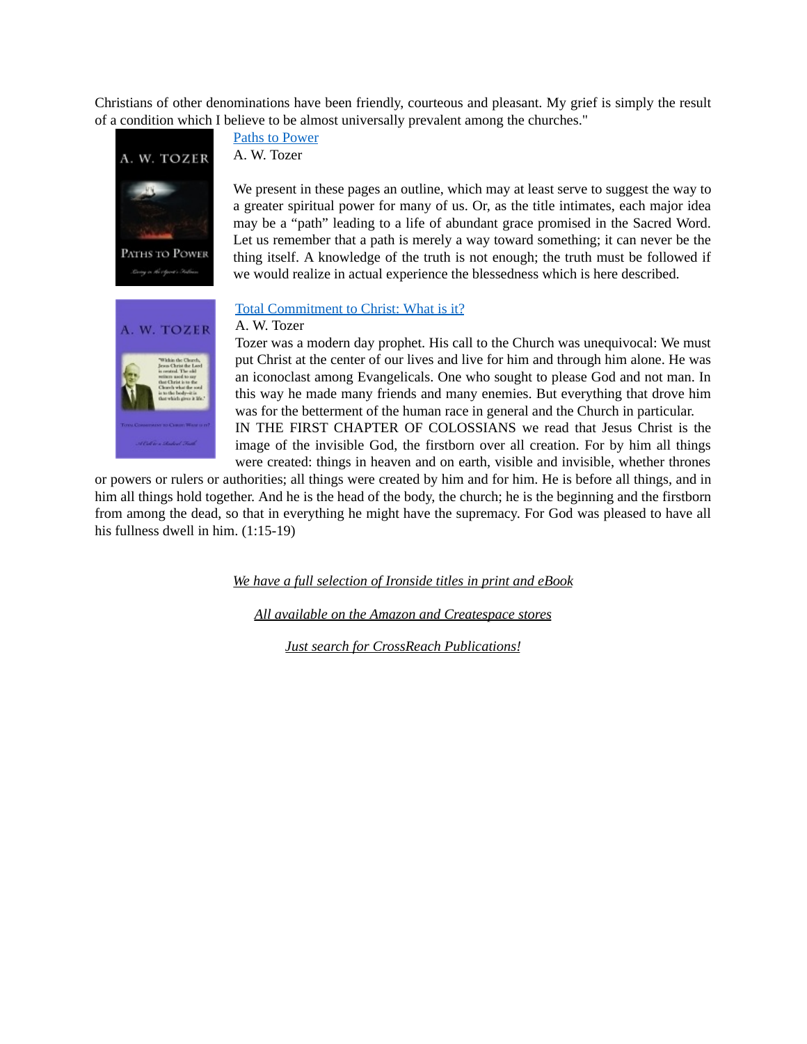Christians of other denominations have been friendly, courteous and pleasant. My grief is simply the result of a condition which I believe to be almost universally prevalent among the churches."

[Paths to Power]

A. W. Tozer

We present in these pages an outline, which may at least serve to suggest the way to a greater spiritual power for many of us. Or, as the title intimates, each major idea may be a "path" leading to a life of abundant grace promised in the Sacred Word. Let us remember that a path is merely a way toward something; it can never be the thing itself. A knowledge of the truth is not enough; the truth must be followed if we would realize in actual experience the blessedness which is here described.

[Total Commitment to Christ: What is it?]

A. W. Tozer

Tozer was a modern day prophet. His call to the Church was unequivocal: We must put Christ at the center of our lives and live for him and through him alone. He was an iconoclast among Evangelicals. One who sought to please God and not man. In this way he made many friends and many enemies. But everything that drove him was for the betterment of the human race in general and the Church in particular.

IN THE FIRST CHAPTER OF COLOSSIANS we read that Jesus Christ is the image of the invisible God, the firstborn over all creation. For by him all things were created: things in heaven and on earth, visible and invisible, whether thrones or powers or rulers or authorities; all things were created by him and for him. He is before all things, and in him all things hold together. And he is the head of the body, the church; he is the beginning and the firstborn from among the dead, so that in everything he might have the supremacy. For God was pleased to have all his fullness dwell in him. (1:15-19)

*We have a full selection of Ironside titles in print and eBook*

*All available on the Amazon and Createspace stores*

*Just search for CrossReach Publications!*